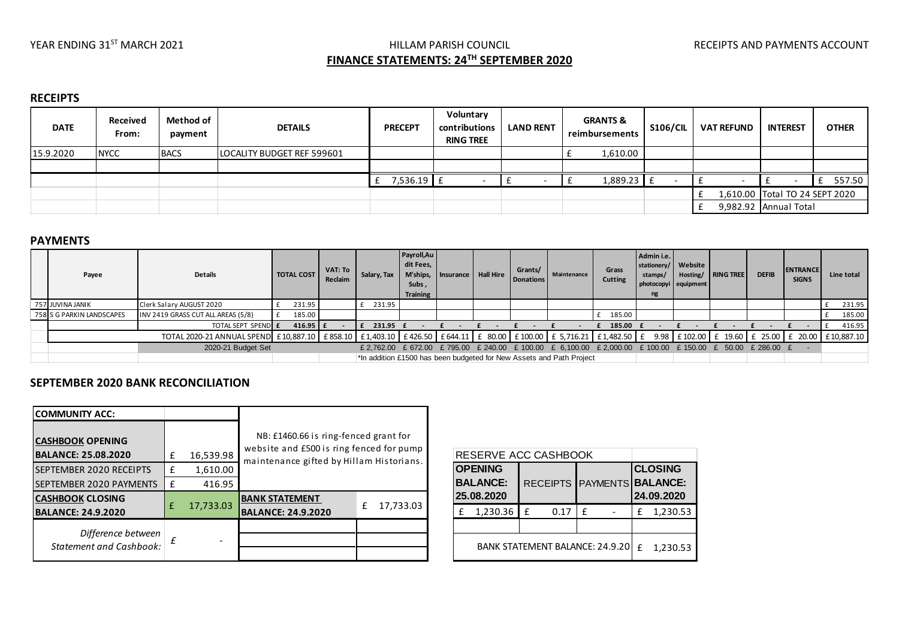YEAR ENDING 31ST MARCH 2021

HILLAM PARISH COUNCIL

RECEIPTS AND PAYMENTS ACCOUNT

**FINANCE STATEMENTS: 24TH SEPTEMBER 2020**

## RECEIPTS

| DATE | Received From: | Method of payment | DETAILS | PRECEPT | Voluntary contributions RING TREE | LAND RENT | GRANTS & reimbursements | S106/CIL | VAT REFUND | INTEREST | OTHER |
|---|---|---|---|---|---|---|---|---|---|---|---|
| 15.9.2020 | NYCC | BACS | LOCALITY BUDGET REF 599601 | | | | £ 1,610.00 | | | | |
| | | | | | | | | | | | |
| | | | | £ 7,536.19 | £ - | £ - | £ 1,889.23 | £ - | £ - | £ - | £ 557.50 |
| | | | | | | | | | £ 1,610.00 | Total TO 24 SEPT 2020 | |
| | | | | | | | | | £ 9,982.92 | Annual Total | |

## PAYMENTS

| | Payee | Details | TOTAL COST | VAT: To Reclaim | Salary, Tax | Payroll,Audit Fees, M'ships, Subs , Training | Insurance | Hall Hire | Grants/ Donations | Maintenance | Grass Cutting | Admin i.e. stationery/ stamps/ photocopying | Website Hosting/ equipment | RING TREE | DEFIB | ENTRANCE SIGNS | Line total |
|---|---|---|---|---|---|---|---|---|---|---|---|---|---|---|---|---|---|
| 757 | JUVINA JANIK | Clerk Salary AUGUST 2020 | £ 231.95 | | £ 231.95 | | | | | | | | | | | | £ 231.95 |
| 758 | S G PARKIN LANDSCAPES | INV 2419 GRASS CUT ALL AREAS (5/8) | £ 185.00 | | | | | | | | £ 185.00 | | | | | | £ 185.00 |
| | | TOTAL SEPT SPEND | £ 416.95 | £ - | £ 231.95 | £ - | £ - | £ - | £ - | £ - | £ 185.00 | £ - | £ - | £ - | £ - | £ - | £ 416.95 |
| | | TOTAL 2020-21 ANNUAL SPEND | £10,887.10 | £858.10 | £1,403.10 | £426.50 | £644.11 | £ 80.00 | £100.00 | £ 5,716.21 | £1,482.50 | £ 9.98 | £102.00 | £ 19.60 | £ 25.00 | £ 20.00 | £10,887.10 |
| | | 2020-21 Budget Set | | | £ 2,762.00 | £ 672.00 | £ 795.00 | £ 240.00 | £ 100.00 | £ 6,100.00 | £ 2,000.00 | £ 100.00 | £ 150.00 | £ 50.00 | £ 286.00 | £ - | |
| | | | | | *In addition £1500 has been budgeted for New Assets and Path Project | | | | | | | | | | | | |

## SEPTEMBER 2020 BANK RECONCILIATION

| COMMUNITY ACC: | | | |
|---|---|---|---|
| **CASHBOOK OPENING BALANCE: 25.08.2020** | £ 16,539.98 | NB: £1460.66 is ring-fenced grant for website and £500 is ring fenced for pump maintenance gifted by Hillam Historians. | |
| SEPTEMBER 2020 RECEIPTS | £ 1,610.00 | | |
| SEPTEMBER 2020 PAYMENTS | £ 416.95 | | |
| **CASHBOOK CLOSING BALANCE: 24.9.2020** | £ 17,733.03 | **BANK STATEMENT BALANCE: 24.9.2020** | £ 17,733.03 |
| *Difference between Statement and Cashbook:* | £ - | | |

| RESERVE ACC CASHBOOK | | | |
|---|---|---|---|
| **OPENING BALANCE: 25.08.2020** | RECEIPTS | PAYMENTS | **CLOSING BALANCE: 24.09.2020** |
| £ 1,230.36 | £ 0.17 | £ - | £ 1,230.53 |
| | | | |
| BANK STATEMENT BALANCE: 24.9.20 | | | £ 1,230.53 |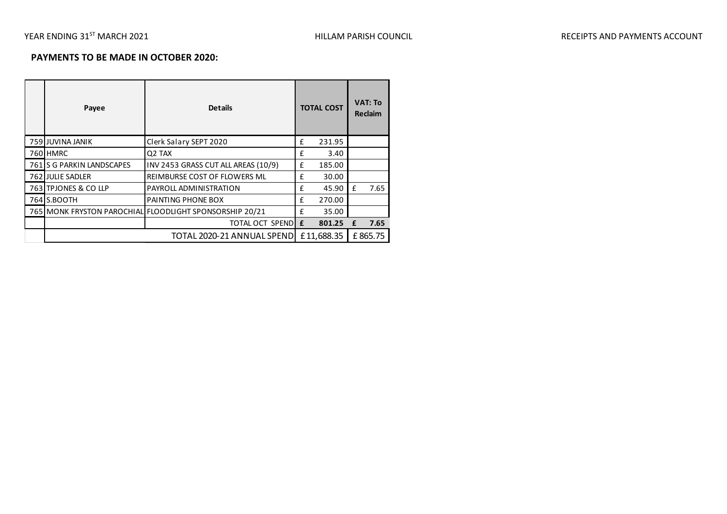YEAR ENDING 31ST MARCH 2021 HILLAM PARISH COUNCIL RECEIPTS AND PAYMENTS ACCOUNT

**PAYMENTS TO BE MADE IN OCTOBER 2020:**

| | Payee | Details | TOTAL COST | VAT: To Reclaim |
|---|---|---|---|---|
| 759 | JUVINA JANIK | Clerk Salary SEPT 2020 | £ 231.95 | |
| 760 | HMRC | Q2 TAX | £ 3.40 | |
| 761 | S G PARKIN LANDSCAPES | INV 2453 GRASS CUT ALL AREAS (10/9) | £ 185.00 | |
| 762 | JULIE SADLER | REIMBURSE COST OF FLOWERS ML | £ 30.00 | |
| 763 | TPJONES & CO LLP | PAYROLL ADMINISTRATION | £ 45.90 | £ 7.65 |
| 764 | S.BOOTH | PAINTING PHONE BOX | £ 270.00 | |
| 765 | MONK FRYSTON PAROCHIAL | FLOODLIGHT SPONSORSHIP 20/21 | £ 35.00 | |
| | | TOTAL OCT SPEND | **£ 801.25** | **£ 7.65** |
| | | TOTAL 2020-21 ANNUAL SPEND | £11,688.35 | £865.75 |